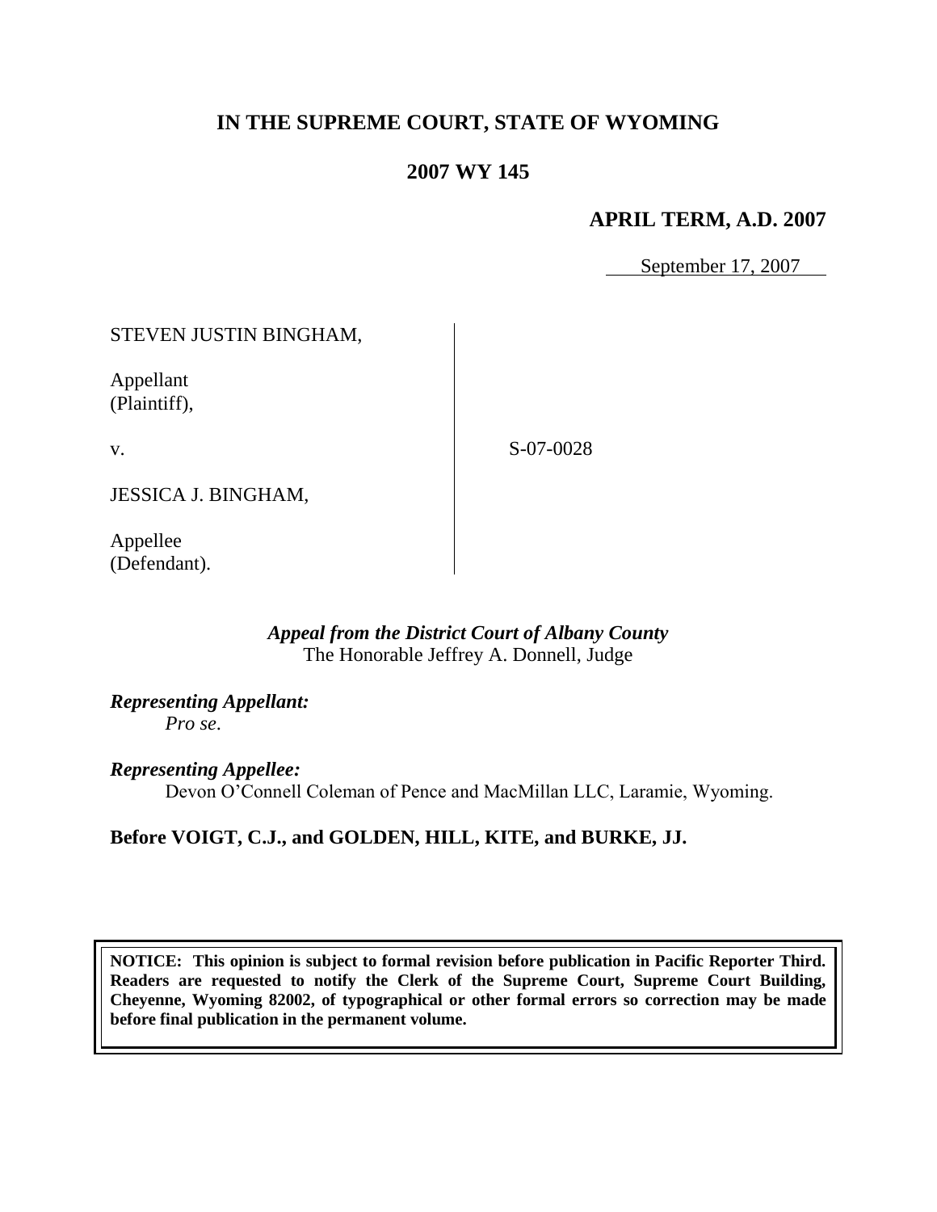# IN THE SUPREME COURT, STATE OF WYOMING

## 2007 WY 145

### APRIL TERM, A.D. 2007

September 17, 2007

STEVEN JUSTIN BINGHAM,

Appellant
(Plaintiff),

v.

S-07-0028

JESSICA J. BINGHAM,

Appellee
(Defendant).

*Appeal from the District Court of Albany County*
The Honorable Jeffrey A. Donnell, Judge

***Representing Appellant:***
*Pro se.*

***Representing Appellee:***
Devon O'Connell Coleman of Pence and MacMillan LLC, Laramie, Wyoming.

**Before VOIGT, C.J., and GOLDEN, HILL, KITE, and BURKE, JJ.**

**NOTICE: This opinion is subject to formal revision before publication in Pacific Reporter Third. Readers are requested to notify the Clerk of the Supreme Court, Supreme Court Building, Cheyenne, Wyoming 82002, of typographical or other formal errors so correction may be made before final publication in the permanent volume.**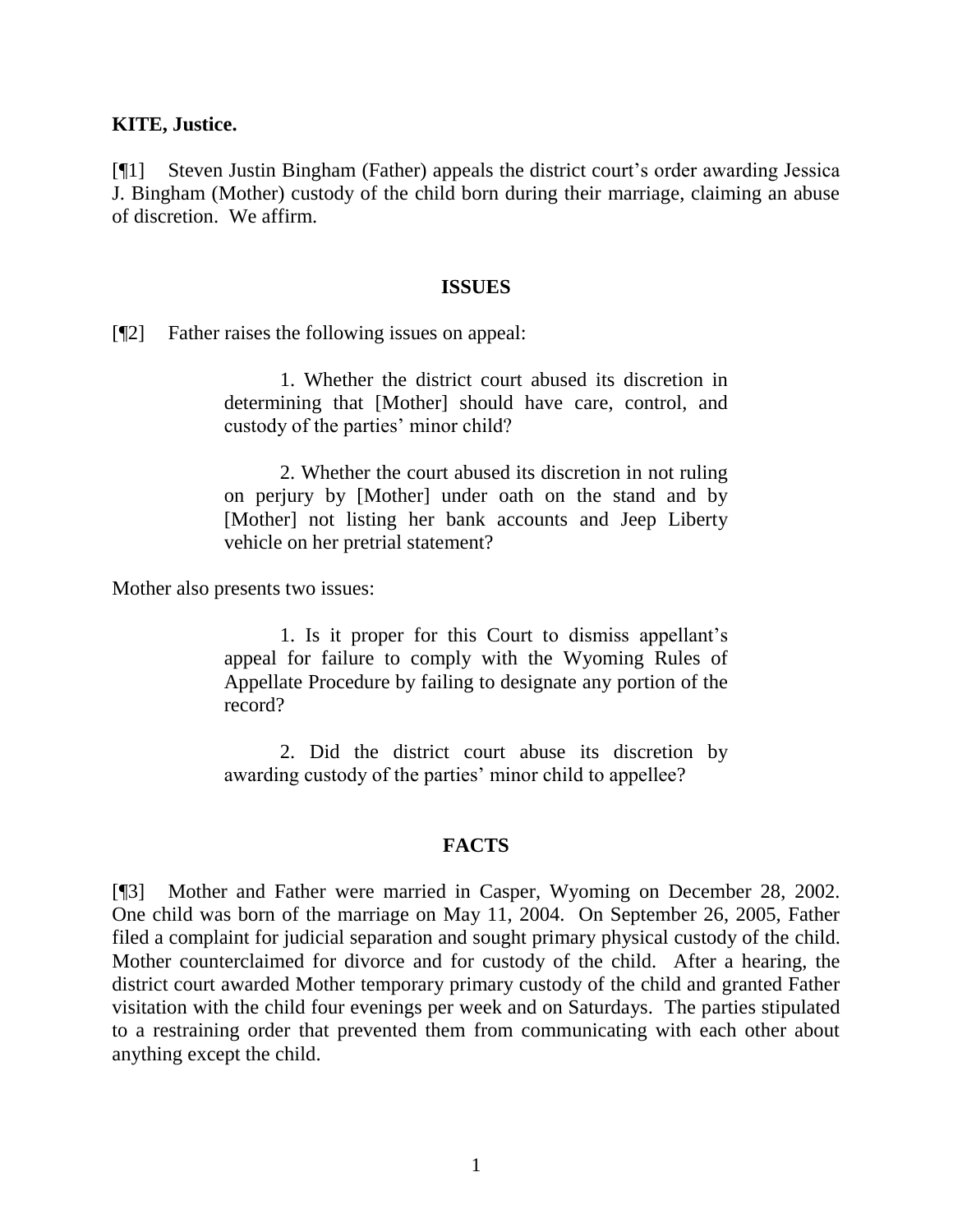**KITE, Justice.**

[¶1] Steven Justin Bingham (Father) appeals the district court's order awarding Jessica J. Bingham (Mother) custody of the child born during their marriage, claiming an abuse of discretion. We affirm.

## ISSUES

[¶2] Father raises the following issues on appeal:

> 1. Whether the district court abused its discretion in determining that [Mother] should have care, control, and custody of the parties' minor child?
>
> 2. Whether the court abused its discretion in not ruling on perjury by [Mother] under oath on the stand and by [Mother] not listing her bank accounts and Jeep Liberty vehicle on her pretrial statement?

Mother also presents two issues:

> 1. Is it proper for this Court to dismiss appellant's appeal for failure to comply with the Wyoming Rules of Appellate Procedure by failing to designate any portion of the record?
>
> 2. Did the district court abuse its discretion by awarding custody of the parties' minor child to appellee?

## FACTS

[¶3] Mother and Father were married in Casper, Wyoming on December 28, 2002. One child was born of the marriage on May 11, 2004. On September 26, 2005, Father filed a complaint for judicial separation and sought primary physical custody of the child. Mother counterclaimed for divorce and for custody of the child. After a hearing, the district court awarded Mother temporary primary custody of the child and granted Father visitation with the child four evenings per week and on Saturdays. The parties stipulated to a restraining order that prevented them from communicating with each other about anything except the child.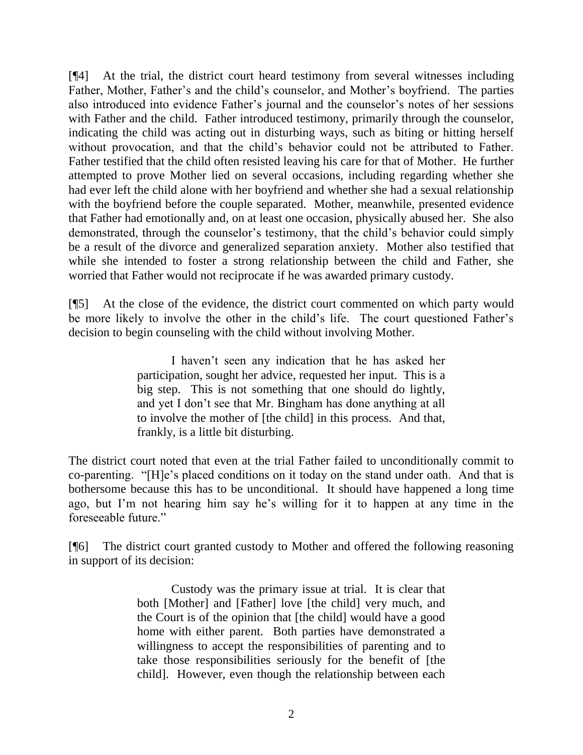[¶4] At the trial, the district court heard testimony from several witnesses including Father, Mother, Father's and the child's counselor, and Mother's boyfriend. The parties also introduced into evidence Father's journal and the counselor's notes of her sessions with Father and the child. Father introduced testimony, primarily through the counselor, indicating the child was acting out in disturbing ways, such as biting or hitting herself without provocation, and that the child's behavior could not be attributed to Father. Father testified that the child often resisted leaving his care for that of Mother. He further attempted to prove Mother lied on several occasions, including regarding whether she had ever left the child alone with her boyfriend and whether she had a sexual relationship with the boyfriend before the couple separated. Mother, meanwhile, presented evidence that Father had emotionally and, on at least one occasion, physically abused her. She also demonstrated, through the counselor's testimony, that the child's behavior could simply be a result of the divorce and generalized separation anxiety. Mother also testified that while she intended to foster a strong relationship between the child and Father, she worried that Father would not reciprocate if he was awarded primary custody.

[¶5] At the close of the evidence, the district court commented on which party would be more likely to involve the other in the child's life. The court questioned Father's decision to begin counseling with the child without involving Mother.

> I haven't seen any indication that he has asked her participation, sought her advice, requested her input. This is a big step. This is not something that one should do lightly, and yet I don't see that Mr. Bingham has done anything at all to involve the mother of [the child] in this process. And that, frankly, is a little bit disturbing.

The district court noted that even at the trial Father failed to unconditionally commit to co-parenting. "[H]e's placed conditions on it today on the stand under oath. And that is bothersome because this has to be unconditional. It should have happened a long time ago, but I'm not hearing him say he's willing for it to happen at any time in the foreseeable future."

[¶6] The district court granted custody to Mother and offered the following reasoning in support of its decision:

> Custody was the primary issue at trial. It is clear that both [Mother] and [Father] love [the child] very much, and the Court is of the opinion that [the child] would have a good home with either parent. Both parties have demonstrated a willingness to accept the responsibilities of parenting and to take those responsibilities seriously for the benefit of [the child]. However, even though the relationship between each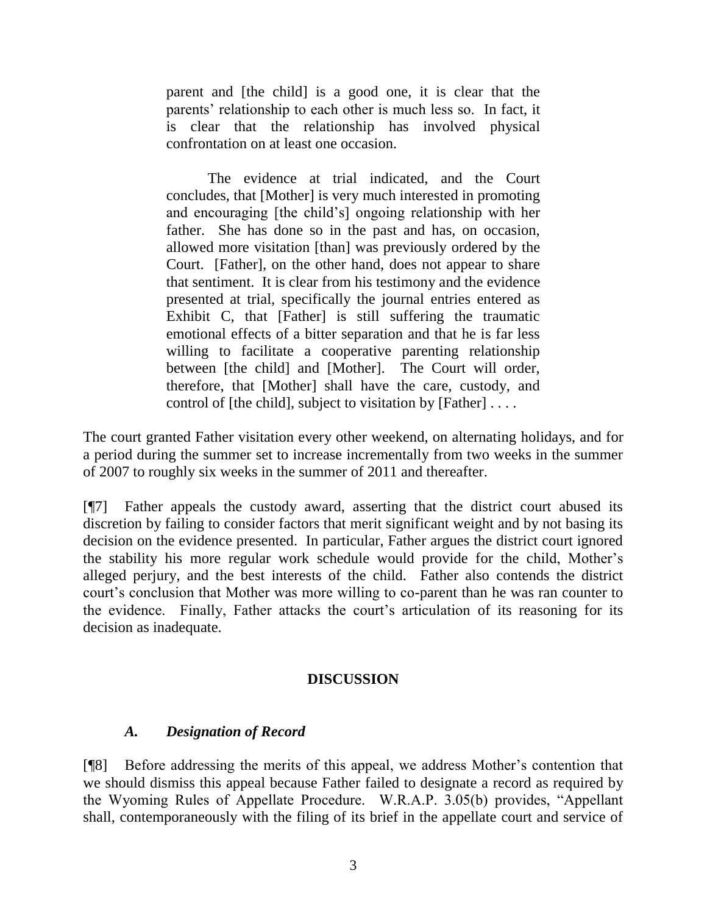> parent and [the child] is a good one, it is clear that the parents' relationship to each other is much less so. In fact, it is clear that the relationship has involved physical confrontation on at least one occasion.
>
> The evidence at trial indicated, and the Court concludes, that [Mother] is very much interested in promoting and encouraging [the child's] ongoing relationship with her father. She has done so in the past and has, on occasion, allowed more visitation [than] was previously ordered by the Court. [Father], on the other hand, does not appear to share that sentiment. It is clear from his testimony and the evidence presented at trial, specifically the journal entries entered as Exhibit C, that [Father] is still suffering the traumatic emotional effects of a bitter separation and that he is far less willing to facilitate a cooperative parenting relationship between [the child] and [Mother]. The Court will order, therefore, that [Mother] shall have the care, custody, and control of [the child], subject to visitation by [Father] . . . .

The court granted Father visitation every other weekend, on alternating holidays, and for a period during the summer set to increase incrementally from two weeks in the summer of 2007 to roughly six weeks in the summer of 2011 and thereafter.

[¶7] Father appeals the custody award, asserting that the district court abused its discretion by failing to consider factors that merit significant weight and by not basing its decision on the evidence presented. In particular, Father argues the district court ignored the stability his more regular work schedule would provide for the child, Mother's alleged perjury, and the best interests of the child. Father also contends the district court's conclusion that Mother was more willing to co-parent than he was ran counter to the evidence. Finally, Father attacks the court's articulation of its reasoning for its decision as inadequate.

## DISCUSSION

### *A. Designation of Record*

[¶8] Before addressing the merits of this appeal, we address Mother's contention that we should dismiss this appeal because Father failed to designate a record as required by the Wyoming Rules of Appellate Procedure. W.R.A.P. 3.05(b) provides, "Appellant shall, contemporaneously with the filing of its brief in the appellate court and service of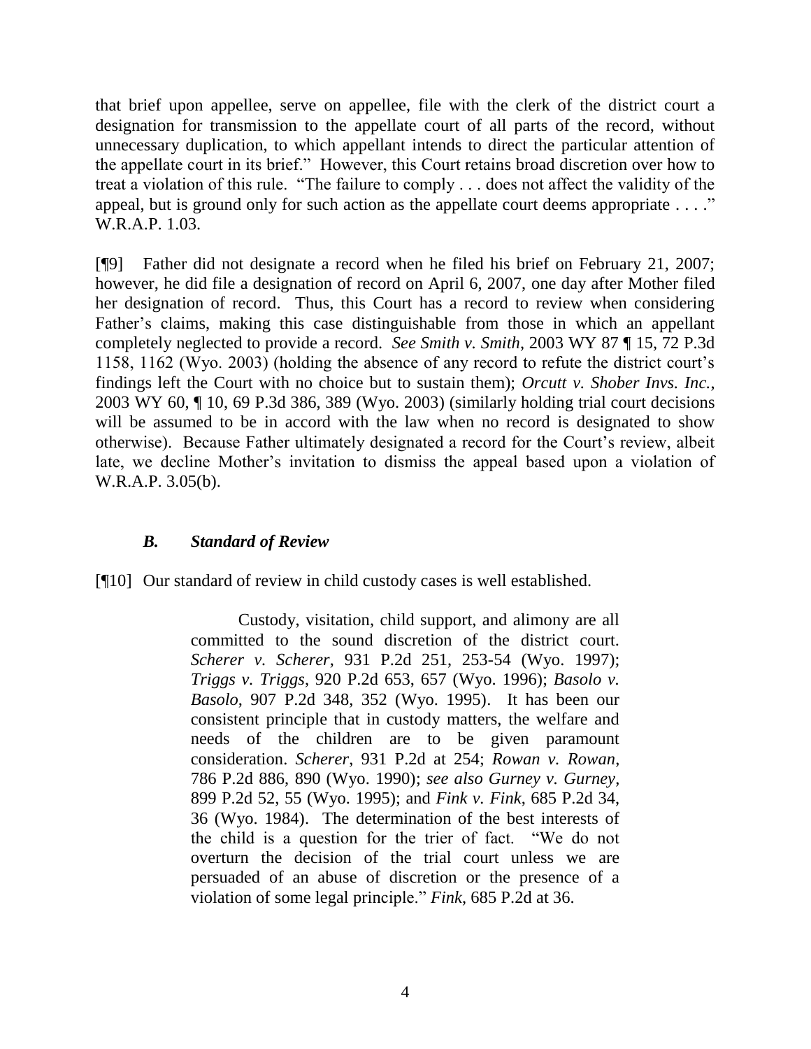that brief upon appellee, serve on appellee, file with the clerk of the district court a designation for transmission to the appellate court of all parts of the record, without unnecessary duplication, to which appellant intends to direct the particular attention of the appellate court in its brief." However, this Court retains broad discretion over how to treat a violation of this rule. "The failure to comply . . . does not affect the validity of the appeal, but is ground only for such action as the appellate court deems appropriate . . . ." W.R.A.P. 1.03.

[¶9] Father did not designate a record when he filed his brief on February 21, 2007; however, he did file a designation of record on April 6, 2007, one day after Mother filed her designation of record. Thus, this Court has a record to review when considering Father's claims, making this case distinguishable from those in which an appellant completely neglected to provide a record. *See Smith v. Smith*, 2003 WY 87 ¶ 15, 72 P.3d 1158, 1162 (Wyo. 2003) (holding the absence of any record to refute the district court's findings left the Court with no choice but to sustain them); *Orcutt v. Shober Invs. Inc.*, 2003 WY 60, ¶ 10, 69 P.3d 386, 389 (Wyo. 2003) (similarly holding trial court decisions will be assumed to be in accord with the law when no record is designated to show otherwise). Because Father ultimately designated a record for the Court's review, albeit late, we decline Mother's invitation to dismiss the appeal based upon a violation of W.R.A.P. 3.05(b).

### *B. Standard of Review*

[¶10] Our standard of review in child custody cases is well established.

> Custody, visitation, child support, and alimony are all committed to the sound discretion of the district court. *Scherer v. Scherer*, 931 P.2d 251, 253-54 (Wyo. 1997); *Triggs v. Triggs*, 920 P.2d 653, 657 (Wyo. 1996); *Basolo v. Basolo*, 907 P.2d 348, 352 (Wyo. 1995). It has been our consistent principle that in custody matters, the welfare and needs of the children are to be given paramount consideration. *Scherer*, 931 P.2d at 254; *Rowan v. Rowan*, 786 P.2d 886, 890 (Wyo. 1990); *see also Gurney v. Gurney*, 899 P.2d 52, 55 (Wyo. 1995); and *Fink v. Fink*, 685 P.2d 34, 36 (Wyo. 1984). The determination of the best interests of the child is a question for the trier of fact. "We do not overturn the decision of the trial court unless we are persuaded of an abuse of discretion or the presence of a violation of some legal principle." *Fink*, 685 P.2d at 36.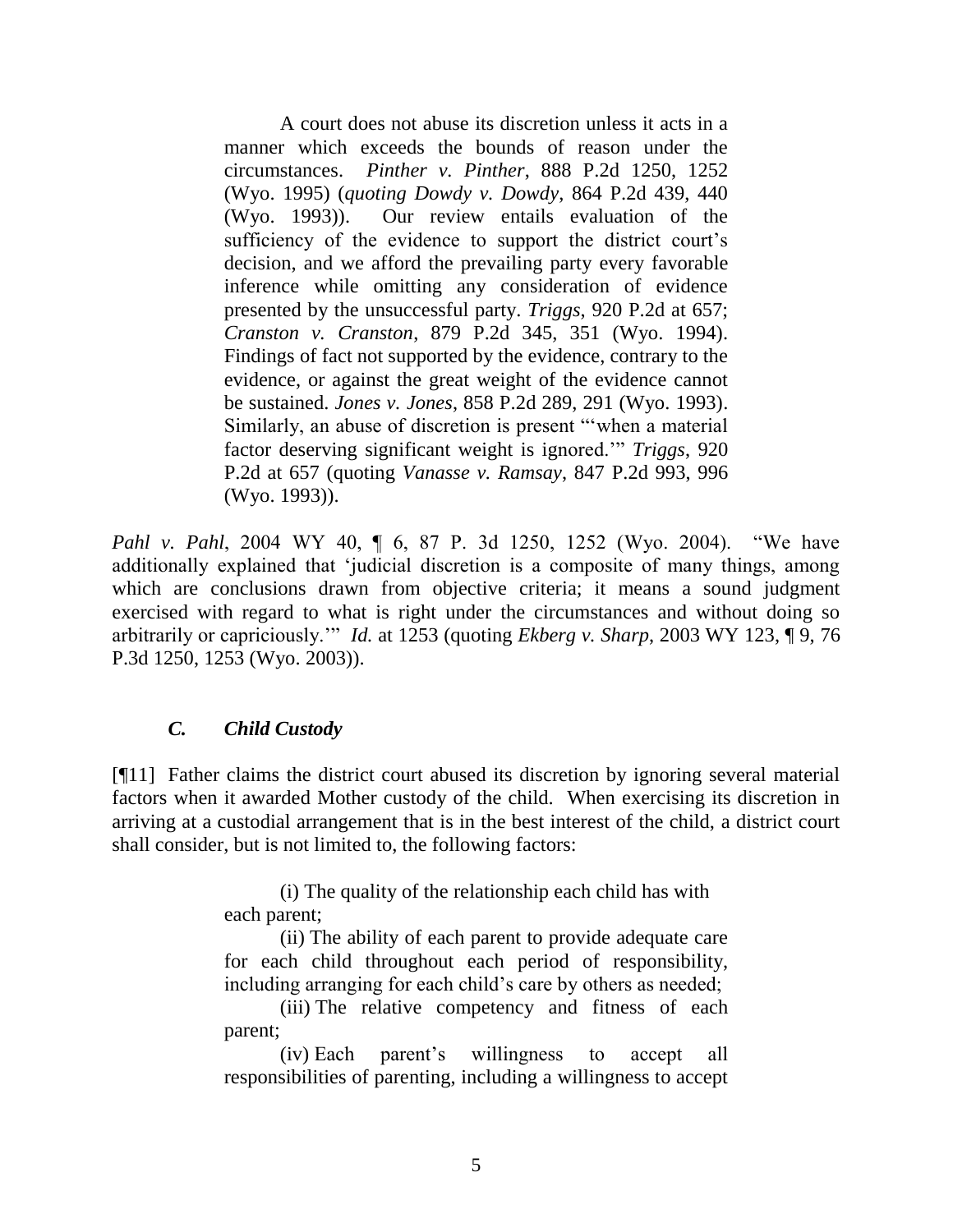> A court does not abuse its discretion unless it acts in a manner which exceeds the bounds of reason under the circumstances. *Pinther v. Pinther*, 888 P.2d 1250, 1252 (Wyo. 1995) (*quoting Dowdy v. Dowdy*, 864 P.2d 439, 440 (Wyo. 1993)). Our review entails evaluation of the sufficiency of the evidence to support the district court's decision, and we afford the prevailing party every favorable inference while omitting any consideration of evidence presented by the unsuccessful party. *Triggs*, 920 P.2d at 657; *Cranston v. Cranston*, 879 P.2d 345, 351 (Wyo. 1994). Findings of fact not supported by the evidence, contrary to the evidence, or against the great weight of the evidence cannot be sustained. *Jones v. Jones*, 858 P.2d 289, 291 (Wyo. 1993). Similarly, an abuse of discretion is present "'when a material factor deserving significant weight is ignored.'" *Triggs*, 920 P.2d at 657 (quoting *Vanasse v. Ramsay*, 847 P.2d 993, 996 (Wyo. 1993)).

*Pahl v. Pahl*, 2004 WY 40, ¶ 6, 87 P. 3d 1250, 1252 (Wyo. 2004). "We have additionally explained that 'judicial discretion is a composite of many things, among which are conclusions drawn from objective criteria; it means a sound judgment exercised with regard to what is right under the circumstances and without doing so arbitrarily or capriciously.'" *Id.* at 1253 (quoting *Ekberg v. Sharp*, 2003 WY 123, ¶ 9, 76 P.3d 1250, 1253 (Wyo. 2003)).

### *C. Child Custody*

[¶11] Father claims the district court abused its discretion by ignoring several material factors when it awarded Mother custody of the child. When exercising its discretion in arriving at a custodial arrangement that is in the best interest of the child, a district court shall consider, but is not limited to, the following factors:

> (i) The quality of the relationship each child has with each parent;
>
> (ii) The ability of each parent to provide adequate care for each child throughout each period of responsibility, including arranging for each child's care by others as needed;
>
> (iii) The relative competency and fitness of each parent;
>
> (iv) Each parent's willingness to accept all responsibilities of parenting, including a willingness to accept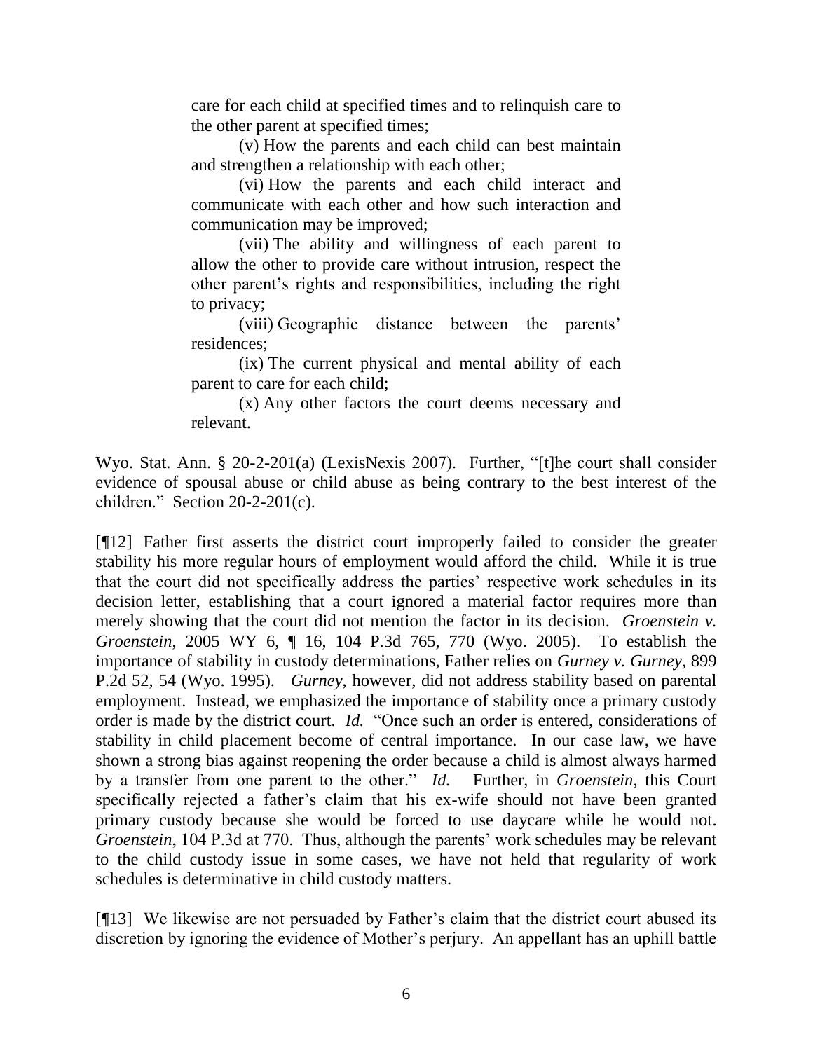care for each child at specified times and to relinquish care to the other parent at specified times;

(v) How the parents and each child can best maintain and strengthen a relationship with each other;

(vi) How the parents and each child interact and communicate with each other and how such interaction and communication may be improved;

(vii) The ability and willingness of each parent to allow the other to provide care without intrusion, respect the other parent's rights and responsibilities, including the right to privacy;

(viii) Geographic distance between the parents' residences;

(ix) The current physical and mental ability of each parent to care for each child;

(x) Any other factors the court deems necessary and relevant.

Wyo. Stat. Ann. § 20-2-201(a) (LexisNexis 2007). Further, "[t]he court shall consider evidence of spousal abuse or child abuse as being contrary to the best interest of the children." Section 20-2-201(c).

[¶12] Father first asserts the district court improperly failed to consider the greater stability his more regular hours of employment would afford the child. While it is true that the court did not specifically address the parties' respective work schedules in its decision letter, establishing that a court ignored a material factor requires more than merely showing that the court did not mention the factor in its decision. *Groenstein v. Groenstein*, 2005 WY 6, ¶ 16, 104 P.3d 765, 770 (Wyo. 2005). To establish the importance of stability in custody determinations, Father relies on *Gurney v. Gurney*, 899 P.2d 52, 54 (Wyo. 1995). *Gurney*, however, did not address stability based on parental employment. Instead, we emphasized the importance of stability once a primary custody order is made by the district court. *Id.* "Once such an order is entered, considerations of stability in child placement become of central importance. In our case law, we have shown a strong bias against reopening the order because a child is almost always harmed by a transfer from one parent to the other." *Id.* Further, in *Groenstein*, this Court specifically rejected a father's claim that his ex-wife should not have been granted primary custody because she would be forced to use daycare while he would not. *Groenstein*, 104 P.3d at 770. Thus, although the parents' work schedules may be relevant to the child custody issue in some cases, we have not held that regularity of work schedules is determinative in child custody matters.

[¶13] We likewise are not persuaded by Father's claim that the district court abused its discretion by ignoring the evidence of Mother's perjury. An appellant has an uphill battle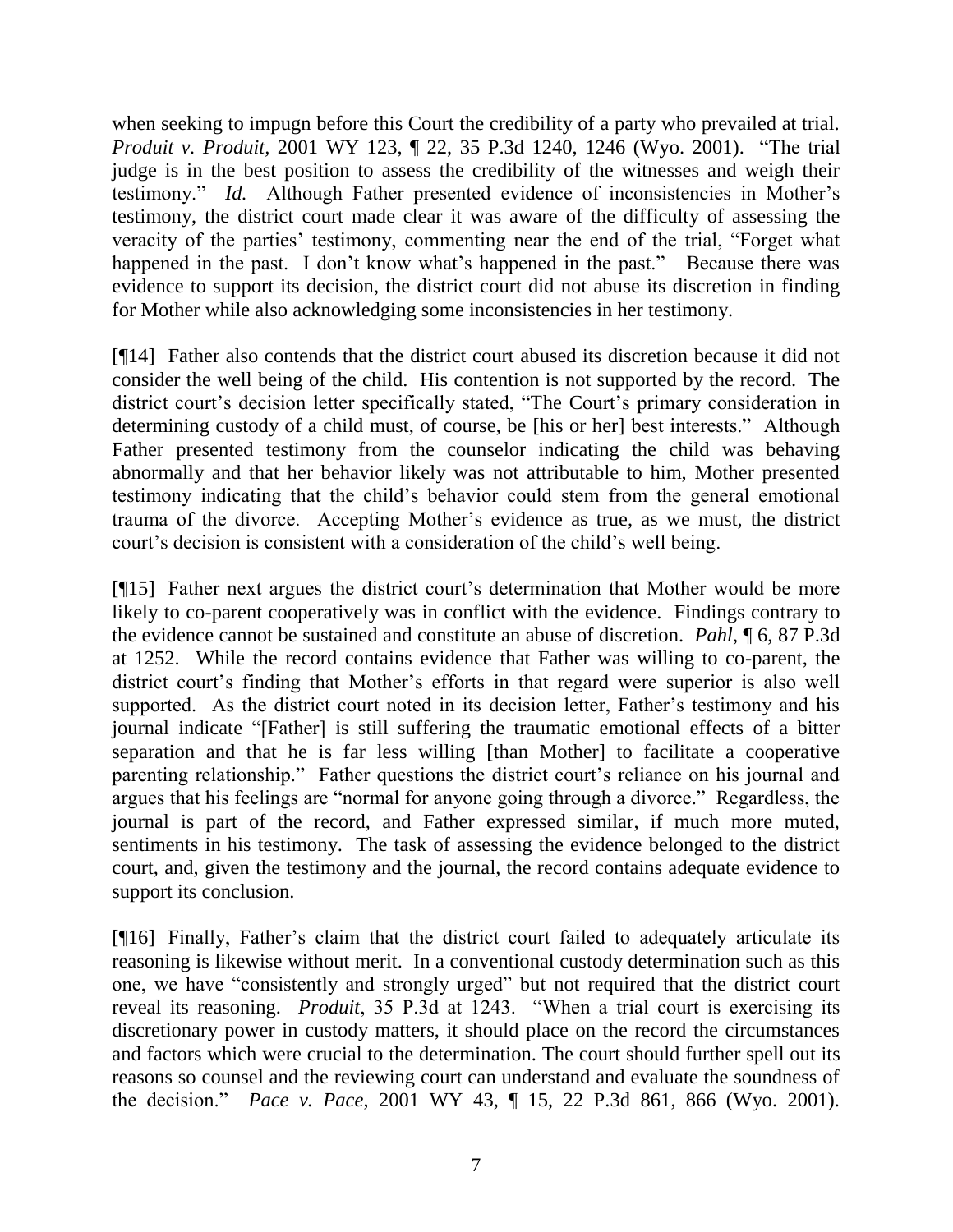when seeking to impugn before this Court the credibility of a party who prevailed at trial. *Produit v. Produit*, 2001 WY 123, ¶ 22, 35 P.3d 1240, 1246 (Wyo. 2001). "The trial judge is in the best position to assess the credibility of the witnesses and weigh their testimony." *Id.* Although Father presented evidence of inconsistencies in Mother's testimony, the district court made clear it was aware of the difficulty of assessing the veracity of the parties' testimony, commenting near the end of the trial, "Forget what happened in the past. I don't know what's happened in the past." Because there was evidence to support its decision, the district court did not abuse its discretion in finding for Mother while also acknowledging some inconsistencies in her testimony.

[¶14] Father also contends that the district court abused its discretion because it did not consider the well being of the child. His contention is not supported by the record. The district court's decision letter specifically stated, "The Court's primary consideration in determining custody of a child must, of course, be [his or her] best interests." Although Father presented testimony from the counselor indicating the child was behaving abnormally and that her behavior likely was not attributable to him, Mother presented testimony indicating that the child's behavior could stem from the general emotional trauma of the divorce. Accepting Mother's evidence as true, as we must, the district court's decision is consistent with a consideration of the child's well being.

[¶15] Father next argues the district court's determination that Mother would be more likely to co-parent cooperatively was in conflict with the evidence. Findings contrary to the evidence cannot be sustained and constitute an abuse of discretion. *Pahl*, ¶ 6, 87 P.3d at 1252. While the record contains evidence that Father was willing to co-parent, the district court's finding that Mother's efforts in that regard were superior is also well supported. As the district court noted in its decision letter, Father's testimony and his journal indicate "[Father] is still suffering the traumatic emotional effects of a bitter separation and that he is far less willing [than Mother] to facilitate a cooperative parenting relationship." Father questions the district court's reliance on his journal and argues that his feelings are "normal for anyone going through a divorce." Regardless, the journal is part of the record, and Father expressed similar, if much more muted, sentiments in his testimony. The task of assessing the evidence belonged to the district court, and, given the testimony and the journal, the record contains adequate evidence to support its conclusion.

[¶16] Finally, Father's claim that the district court failed to adequately articulate its reasoning is likewise without merit. In a conventional custody determination such as this one, we have "consistently and strongly urged" but not required that the district court reveal its reasoning. *Produit*, 35 P.3d at 1243. "When a trial court is exercising its discretionary power in custody matters, it should place on the record the circumstances and factors which were crucial to the determination. The court should further spell out its reasons so counsel and the reviewing court can understand and evaluate the soundness of the decision." *Pace v. Pace*, 2001 WY 43, ¶ 15, 22 P.3d 861, 866 (Wyo. 2001).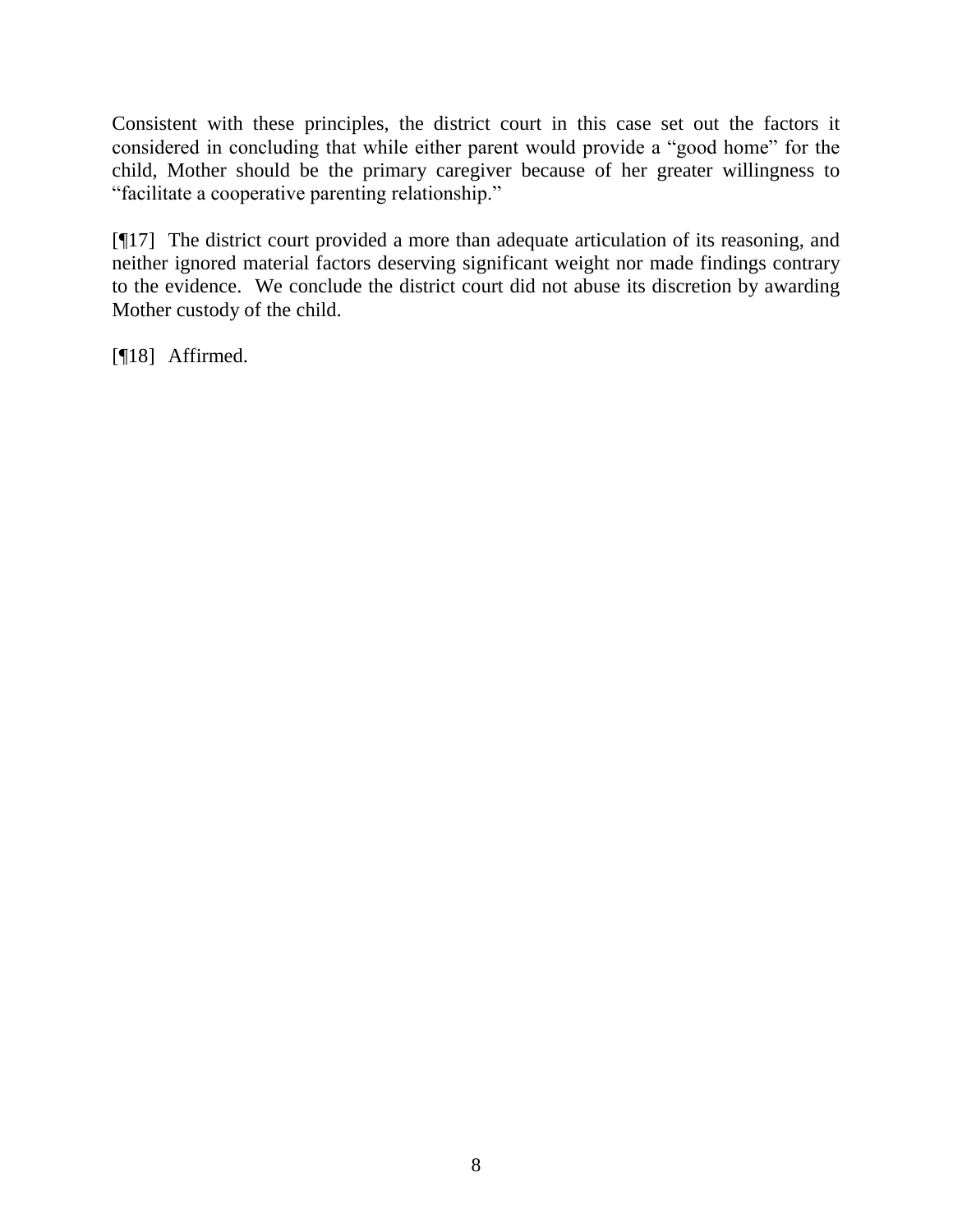Consistent with these principles, the district court in this case set out the factors it considered in concluding that while either parent would provide a "good home" for the child, Mother should be the primary caregiver because of her greater willingness to "facilitate a cooperative parenting relationship."

[¶17] The district court provided a more than adequate articulation of its reasoning, and neither ignored material factors deserving significant weight nor made findings contrary to the evidence. We conclude the district court did not abuse its discretion by awarding Mother custody of the child.

[¶18] Affirmed.